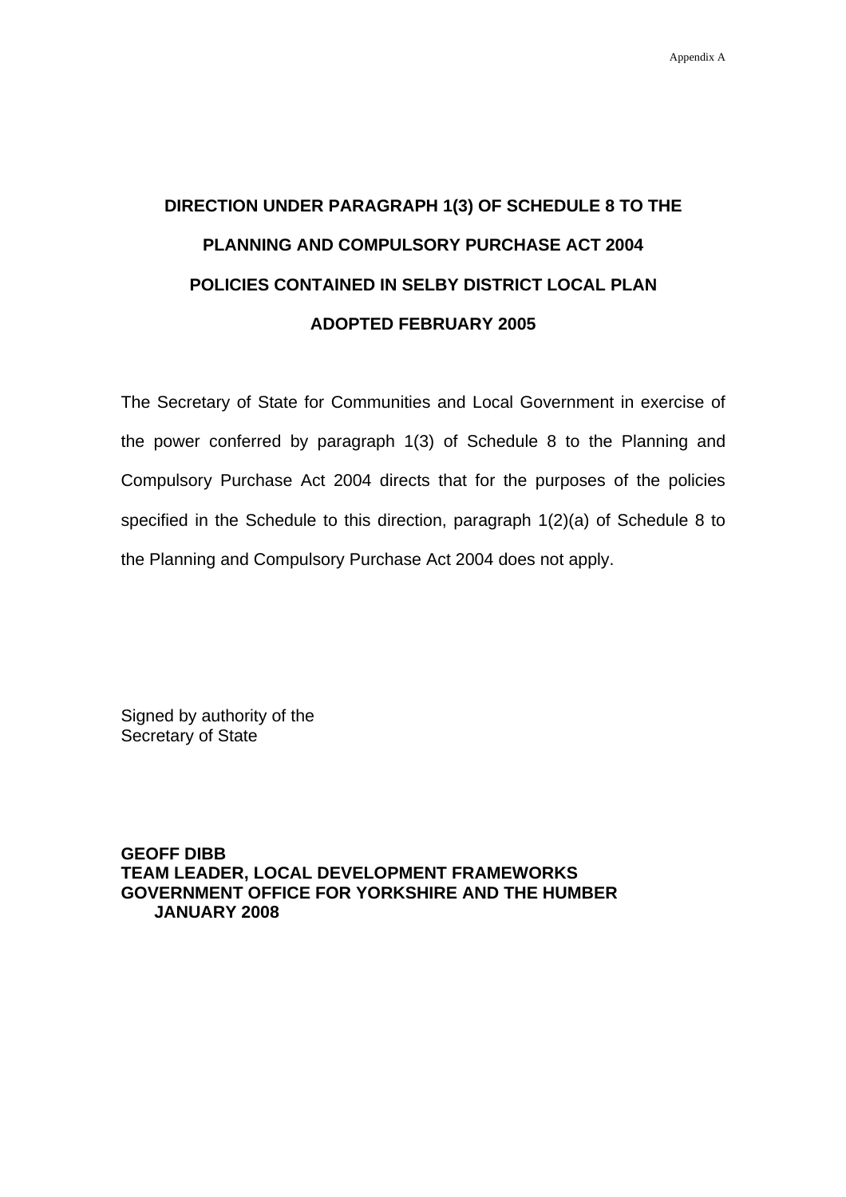Appendix A

# DIRECTION UNDER PARAGRAPH 1(3) OF SCHEDULE 8 TO THE PLANNING AND COMPULSORY PURCHASE ACT 2004 POLICIES CONTAINED IN SELBY DISTRICT LOCAL PLAN ADOPTED FEBRUARY 2005

The Secretary of State for Communities and Local Government in exercise of the power conferred by paragraph 1(3) of Schedule 8 to the Planning and Compulsory Purchase Act 2004 directs that for the purposes of the policies specified in the Schedule to this direction, paragraph 1(2)(a) of Schedule 8 to the Planning and Compulsory Purchase Act 2004 does not apply.

Signed by authority of the
Secretary of State

**GEOFF DIBB**
**TEAM LEADER, LOCAL DEVELOPMENT FRAMEWORKS**
**GOVERNMENT OFFICE FOR YORKSHIRE AND THE HUMBER**
**JANUARY 2008**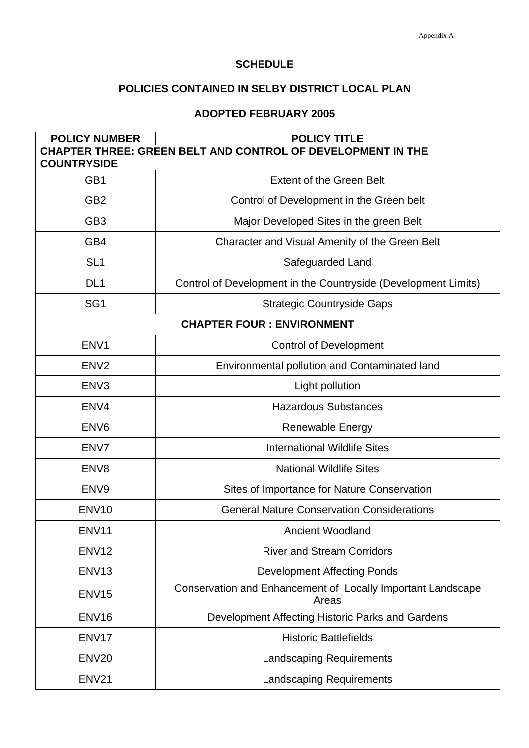Appendix A

## SCHEDULE

## POLICIES CONTAINED IN SELBY DISTRICT LOCAL PLAN

## ADOPTED FEBRUARY 2005

| POLICY NUMBER | POLICY TITLE |
|---|---|
| **CHAPTER THREE: GREEN BELT AND CONTROL OF DEVELOPMENT IN THE COUNTRYSIDE** | |
| GB1 | Extent of the Green Belt |
| GB2 | Control of Development in the Green belt |
| GB3 | Major Developed Sites in the green Belt |
| GB4 | Character and Visual Amenity of the Green Belt |
| SL1 | Safeguarded Land |
| DL1 | Control of Development in the Countryside (Development Limits) |
| SG1 | Strategic Countryside Gaps |
| **CHAPTER FOUR : ENVIRONMENT** | |
| ENV1 | Control of Development |
| ENV2 | Environmental pollution and Contaminated land |
| ENV3 | Light pollution |
| ENV4 | Hazardous Substances |
| ENV6 | Renewable Energy |
| ENV7 | International Wildlife Sites |
| ENV8 | National Wildlife Sites |
| ENV9 | Sites of Importance for Nature Conservation |
| ENV10 | General Nature Conservation Considerations |
| ENV11 | Ancient Woodland |
| ENV12 | River and Stream Corridors |
| ENV13 | Development Affecting Ponds |
| ENV15 | Conservation and Enhancement of Locally Important Landscape Areas |
| ENV16 | Development Affecting Historic Parks and Gardens |
| ENV17 | Historic Battlefields |
| ENV20 | Landscaping Requirements |
| ENV21 | Landscaping Requirements |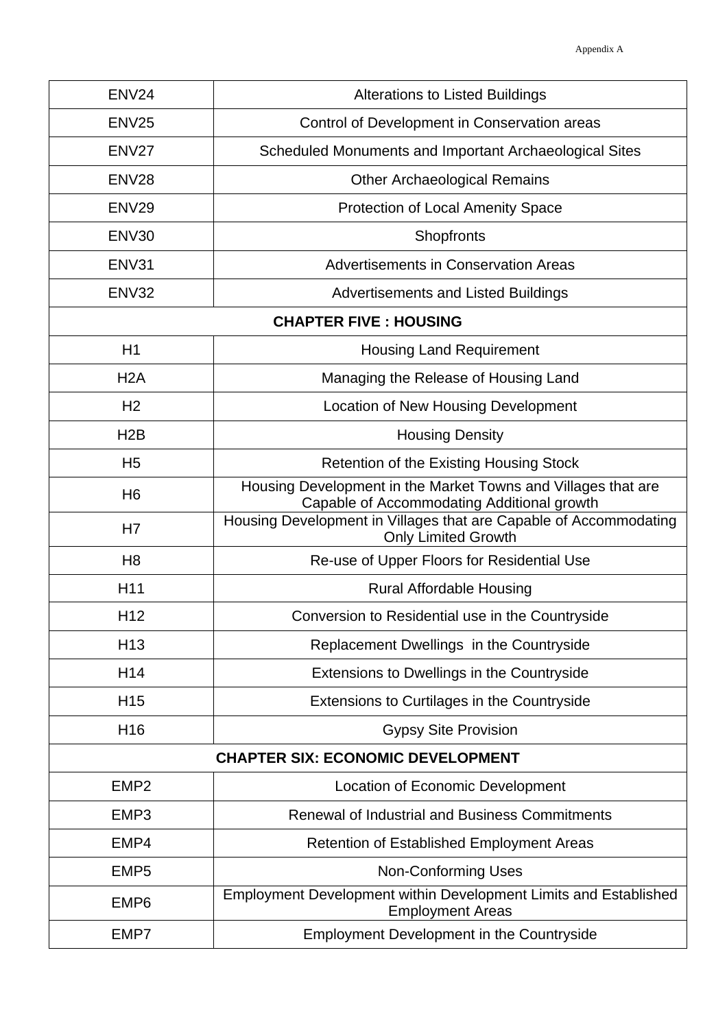| ENV24 | Alterations to Listed Buildings |
|---|---|
| ENV25 | Control of Development in Conservation areas |
| ENV27 | Scheduled Monuments and Important Archaeological Sites |
| ENV28 | Other Archaeological Remains |
| ENV29 | Protection of Local Amenity Space |
| ENV30 | Shopfronts |
| ENV31 | Advertisements in Conservation Areas |
| ENV32 | Advertisements and Listed Buildings |
| **CHAPTER FIVE : HOUSING** | |
| H1 | Housing Land Requirement |
| H2A | Managing the Release of Housing Land |
| H2 | Location of New Housing Development |
| H2B | Housing Density |
| H5 | Retention of the Existing Housing Stock |
| H6 | Housing Development in the Market Towns and Villages that are Capable of Accommodating Additional growth |
| H7 | Housing Development in Villages that are Capable of Accommodating Only Limited Growth |
| H8 | Re-use of Upper Floors for Residential Use |
| H11 | Rural Affordable Housing |
| H12 | Conversion to Residential use in the Countryside |
| H13 | Replacement Dwellings in the Countryside |
| H14 | Extensions to Dwellings in the Countryside |
| H15 | Extensions to Curtilages in the Countryside |
| H16 | Gypsy Site Provision |
| **CHAPTER SIX: ECONOMIC DEVELOPMENT** | |
| EMP2 | Location of Economic Development |
| EMP3 | Renewal of Industrial and Business Commitments |
| EMP4 | Retention of Established Employment Areas |
| EMP5 | Non-Conforming Uses |
| EMP6 | Employment Development within Development Limits and Established Employment Areas |
| EMP7 | Employment Development in the Countryside |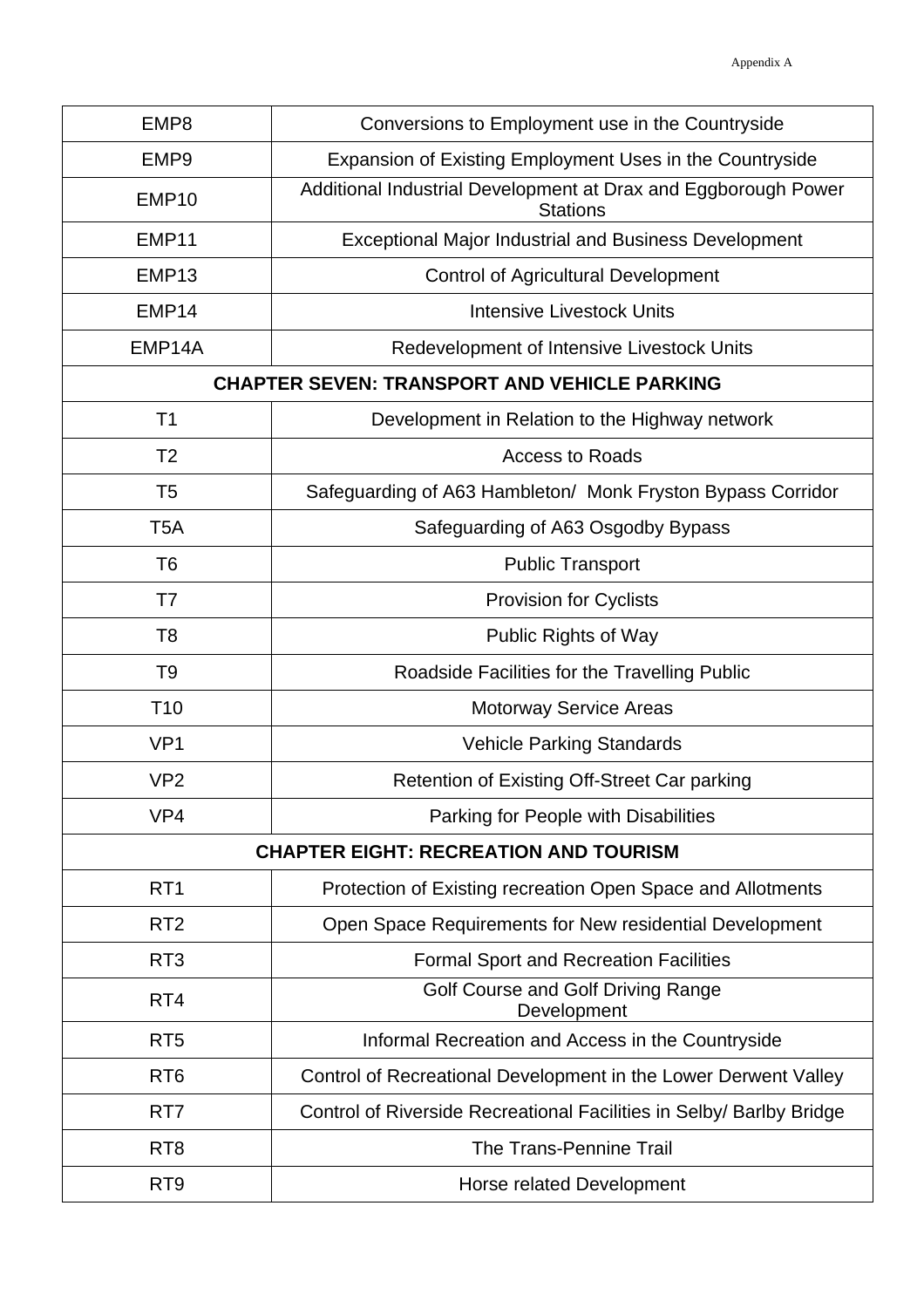| | |
|---|---|
| EMP8 | Conversions to Employment use in the Countryside |
| EMP9 | Expansion of Existing Employment Uses in the Countryside |
| EMP10 | Additional Industrial Development at Drax and Eggborough Power Stations |
| EMP11 | Exceptional Major Industrial and Business Development |
| EMP13 | Control of Agricultural Development |
| EMP14 | Intensive Livestock Units |
| EMP14A | Redevelopment of Intensive Livestock Units |
| **CHAPTER SEVEN: TRANSPORT AND VEHICLE PARKING** | |
| T1 | Development in Relation to the Highway network |
| T2 | Access to Roads |
| T5 | Safeguarding of A63 Hambleton/ Monk Fryston Bypass Corridor |
| T5A | Safeguarding of A63 Osgodby Bypass |
| T6 | Public Transport |
| T7 | Provision for Cyclists |
| T8 | Public Rights of Way |
| T9 | Roadside Facilities for the Travelling Public |
| T10 | Motorway Service Areas |
| VP1 | Vehicle Parking Standards |
| VP2 | Retention of Existing Off-Street Car parking |
| VP4 | Parking for People with Disabilities |
| **CHAPTER EIGHT: RECREATION AND TOURISM** | |
| RT1 | Protection of Existing recreation Open Space and Allotments |
| RT2 | Open Space Requirements for New residential Development |
| RT3 | Formal Sport and Recreation Facilities |
| RT4 | Golf Course and Golf Driving Range Development |
| RT5 | Informal Recreation and Access in the Countryside |
| RT6 | Control of Recreational Development in the Lower Derwent Valley |
| RT7 | Control of Riverside Recreational Facilities in Selby/ Barlby Bridge |
| RT8 | The Trans-Pennine Trail |
| RT9 | Horse related Development |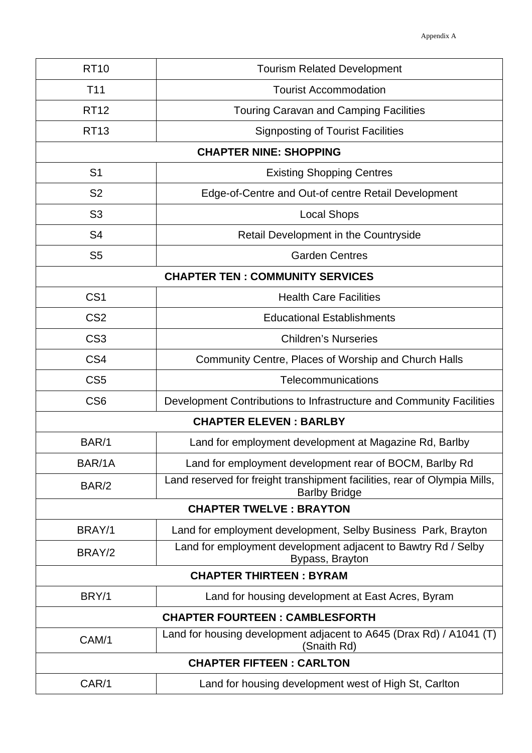| RT10 | Tourism Related Development |
|---|---|
| T11 | Tourist Accommodation |
| RT12 | Touring Caravan and Camping Facilities |
| RT13 | Signposting of Tourist Facilities |
| **CHAPTER NINE: SHOPPING** | |
| S1 | Existing Shopping Centres |
| S2 | Edge-of-Centre and Out-of centre Retail Development |
| S3 | Local Shops |
| S4 | Retail Development in the Countryside |
| S5 | Garden Centres |
| **CHAPTER TEN : COMMUNITY SERVICES** | |
| CS1 | Health Care Facilities |
| CS2 | Educational Establishments |
| CS3 | Children's Nurseries |
| CS4 | Community Centre, Places of Worship and Church Halls |
| CS5 | Telecommunications |
| CS6 | Development Contributions to Infrastructure and Community Facilities |
| **CHAPTER ELEVEN : BARLBY** | |
| BAR/1 | Land for employment development at Magazine Rd, Barlby |
| BAR/1A | Land for employment development rear of BOCM, Barlby Rd |
| BAR/2 | Land reserved for freight transhipment facilities, rear of Olympia Mills, Barlby Bridge |
| **CHAPTER TWELVE : BRAYTON** | |
| BRAY/1 | Land for employment development, Selby Business Park, Brayton |
| BRAY/2 | Land for employment development adjacent to Bawtry Rd / Selby Bypass, Brayton |
| **CHAPTER THIRTEEN : BYRAM** | |
| BRY/1 | Land for housing development at East Acres, Byram |
| **CHAPTER FOURTEEN : CAMBLESFORTH** | |
| CAM/1 | Land for housing development adjacent to A645 (Drax Rd) / A1041 (T) (Snaith Rd) |
| **CHAPTER FIFTEEN : CARLTON** | |
| CAR/1 | Land for housing development west of High St, Carlton |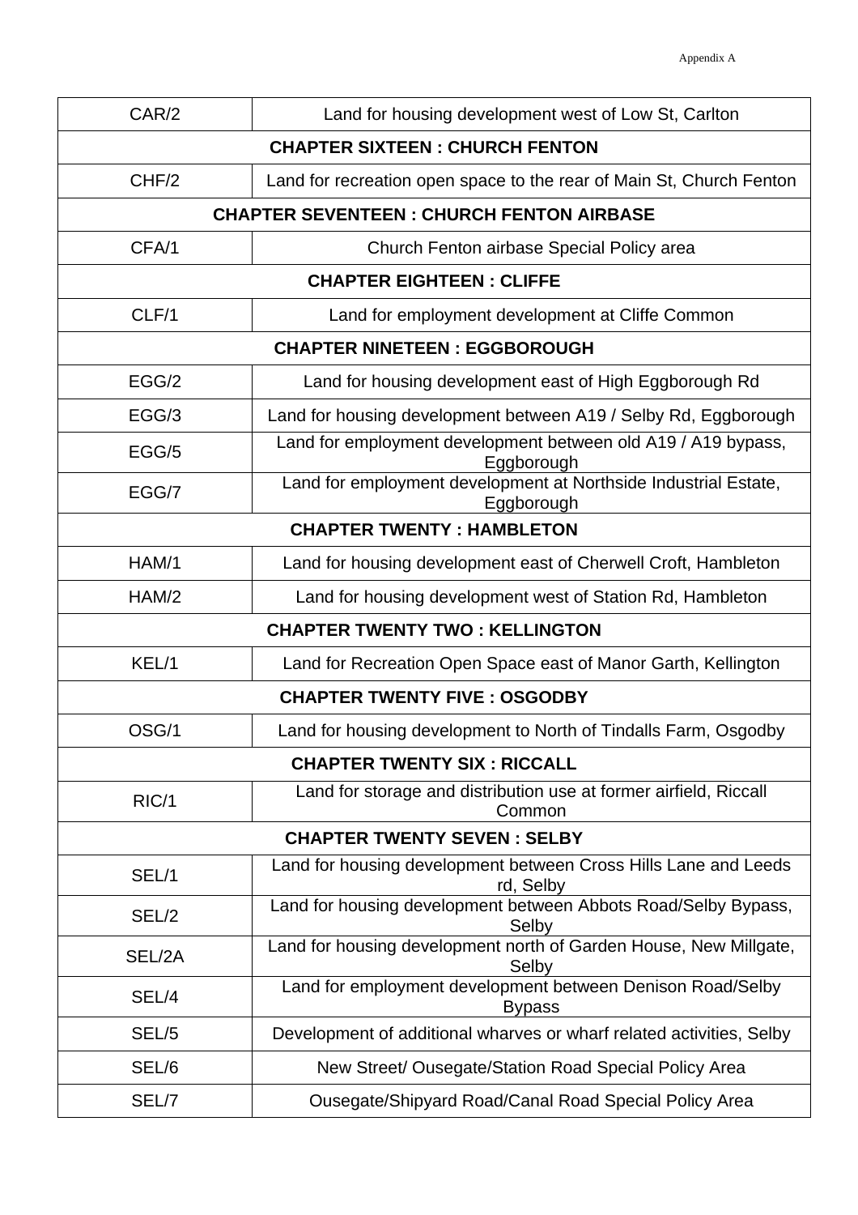| | |
|---|---|
| CAR/2 | Land for housing development west of Low St, Carlton |
| **CHAPTER SIXTEEN : CHURCH FENTON** | |
| CHF/2 | Land for recreation open space to the rear of Main St, Church Fenton |
| **CHAPTER SEVENTEEN : CHURCH FENTON AIRBASE** | |
| CFA/1 | Church Fenton airbase Special Policy area |
| **CHAPTER EIGHTEEN : CLIFFE** | |
| CLF/1 | Land for employment development at Cliffe Common |
| **CHAPTER NINETEEN : EGGBOROUGH** | |
| EGG/2 | Land for housing development east of High Eggborough Rd |
| EGG/3 | Land for housing development between A19 / Selby Rd, Eggborough |
| EGG/5 | Land for employment development between old A19 / A19 bypass, Eggborough |
| EGG/7 | Land for employment development at Northside Industrial Estate, Eggborough |
| **CHAPTER TWENTY : HAMBLETON** | |
| HAM/1 | Land for housing development east of Cherwell Croft, Hambleton |
| HAM/2 | Land for housing development west of Station Rd, Hambleton |
| **CHAPTER TWENTY TWO : KELLINGTON** | |
| KEL/1 | Land for Recreation Open Space east of Manor Garth, Kellington |
| **CHAPTER TWENTY FIVE : OSGODBY** | |
| OSG/1 | Land for housing development to North of Tindalls Farm, Osgodby |
| **CHAPTER TWENTY SIX : RICCALL** | |
| RIC/1 | Land for storage and distribution use at former airfield, Riccall Common |
| **CHAPTER TWENTY SEVEN : SELBY** | |
| SEL/1 | Land for housing development between Cross Hills Lane and Leeds rd, Selby |
| SEL/2 | Land for housing development between Abbots Road/Selby Bypass, Selby |
| SEL/2A | Land for housing development north of Garden House, New Millgate, Selby |
| SEL/4 | Land for employment development between Denison Road/Selby Bypass |
| SEL/5 | Development of additional wharves or wharf related activities, Selby |
| SEL/6 | New Street/ Ousegate/Station Road Special Policy Area |
| SEL/7 | Ousegate/Shipyard Road/Canal Road Special Policy Area |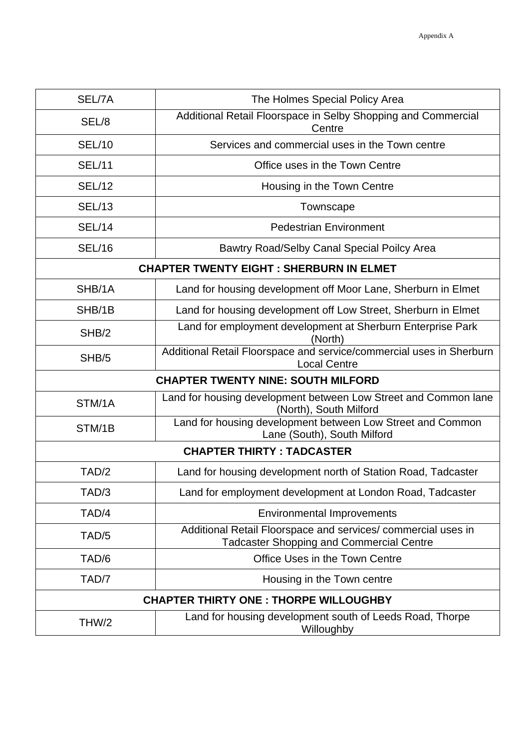| | |
|---|---|
| SEL/7A | The Holmes Special Policy Area |
| SEL/8 | Additional Retail Floorspace in Selby Shopping and Commercial Centre |
| SEL/10 | Services and commercial uses in the Town centre |
| SEL/11 | Office uses in the Town Centre |
| SEL/12 | Housing in the Town Centre |
| SEL/13 | Townscape |
| SEL/14 | Pedestrian Environment |
| SEL/16 | Bawtry Road/Selby Canal Special Poilcy Area |
| **CHAPTER TWENTY EIGHT : SHERBURN IN ELMET** | |
| SHB/1A | Land for housing development off Moor Lane, Sherburn in Elmet |
| SHB/1B | Land for housing development off Low Street, Sherburn in Elmet |
| SHB/2 | Land for employment development at Sherburn Enterprise Park (North) |
| SHB/5 | Additional Retail Floorspace and service/commercial uses in Sherburn Local Centre |
| **CHAPTER TWENTY NINE: SOUTH MILFORD** | |
| STM/1A | Land for housing development between Low Street and Common lane (North), South Milford |
| STM/1B | Land for housing development between Low Street and Common Lane (South), South Milford |
| **CHAPTER THIRTY : TADCASTER** | |
| TAD/2 | Land for housing development north of Station Road, Tadcaster |
| TAD/3 | Land for employment development at London Road, Tadcaster |
| TAD/4 | Environmental Improvements |
| TAD/5 | Additional Retail Floorspace and services/ commercial uses in Tadcaster Shopping and Commercial Centre |
| TAD/6 | Office Uses in the Town Centre |
| TAD/7 | Housing in the Town centre |
| **CHAPTER THIRTY ONE : THORPE WILLOUGHBY** | |
| THW/2 | Land for housing development south of Leeds Road, Thorpe Willoughby |